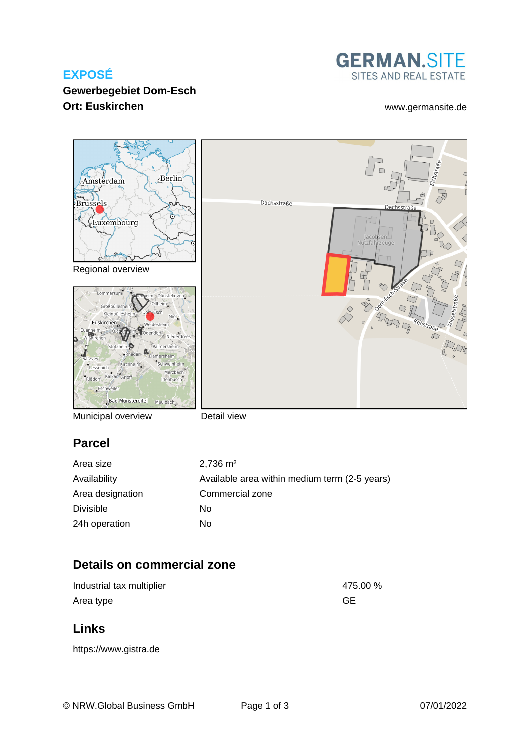**EXPOSÉ**

**Gewerbegebiet Dom-Esch**

**Ort: Euskirchen**

GERMAN.SITE
SITES AND REAL ESTATE

www.germansite.de

Regional overview

Municipal overview

Detail view

## Parcel

| | |
|---|---|
| Area size | 2,736 m² |
| Availability | Available area within medium term (2-5 years) |
| Area designation | Commercial zone |
| Divisible | No |
| 24h operation | No |

## Details on commercial zone

| | |
|---|---|
| Industrial tax multiplier | 475.00 % |
| Area type | GE |

## Links

https://www.gistra.de

© NRW.Global Business GmbH

07/01/2022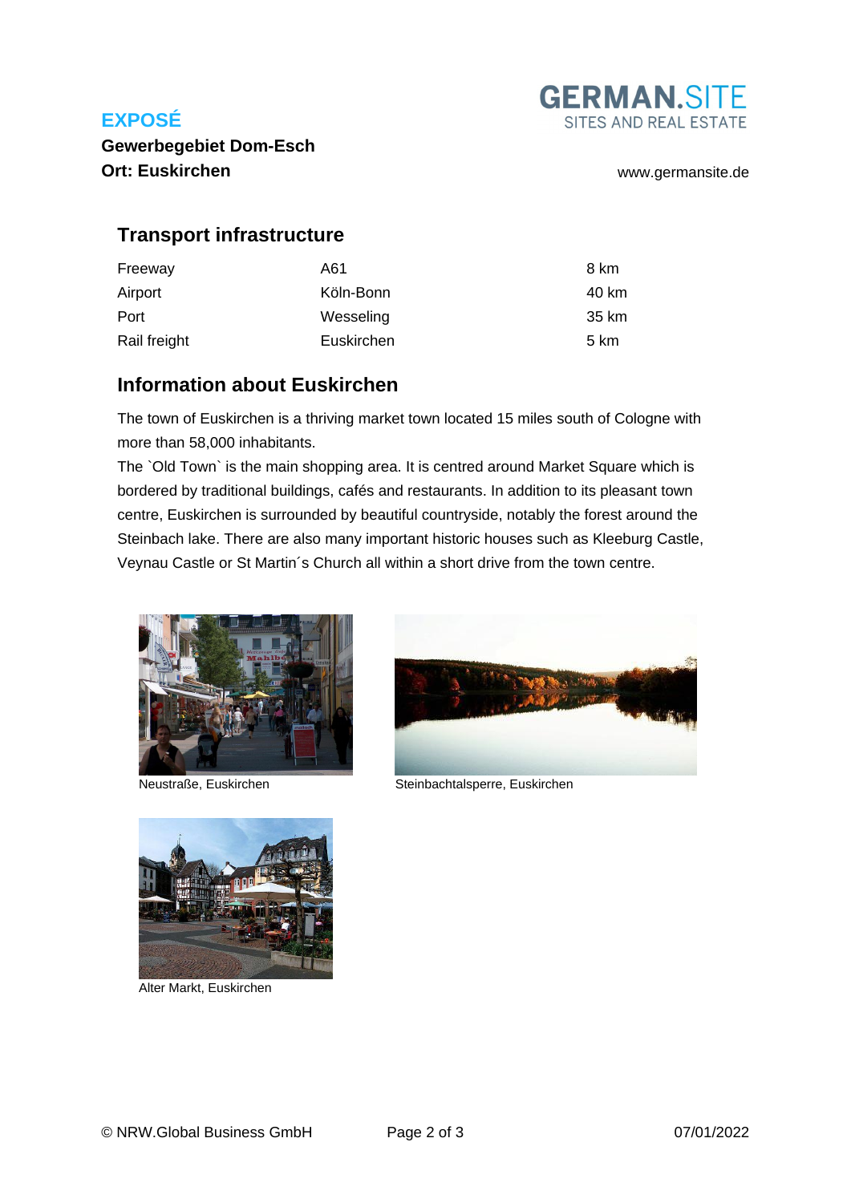## Transport infrastructure

| | | |
|---|---|---|
| Freeway | A61 | 8 km |
| Airport | Köln-Bonn | 40 km |
| Port | Wesseling | 35 km |
| Rail freight | Euskirchen | 5 km |

## Information about Euskirchen

The town of Euskirchen is a thriving market town located 15 miles south of Cologne with more than 58,000 inhabitants.

The `Old Town` is the main shopping area. It is centred around Market Square which is bordered by traditional buildings, cafés and restaurants. In addition to its pleasant town centre, Euskirchen is surrounded by beautiful countryside, notably the forest around the Steinbach lake. There are also many important historic houses such as Kleeburg Castle, Veynau Castle or St Martin´s Church all within a short drive from the town centre.

Neustraße, Euskirchen

Steinbachtalsperre, Euskirchen

Alter Markt, Euskirchen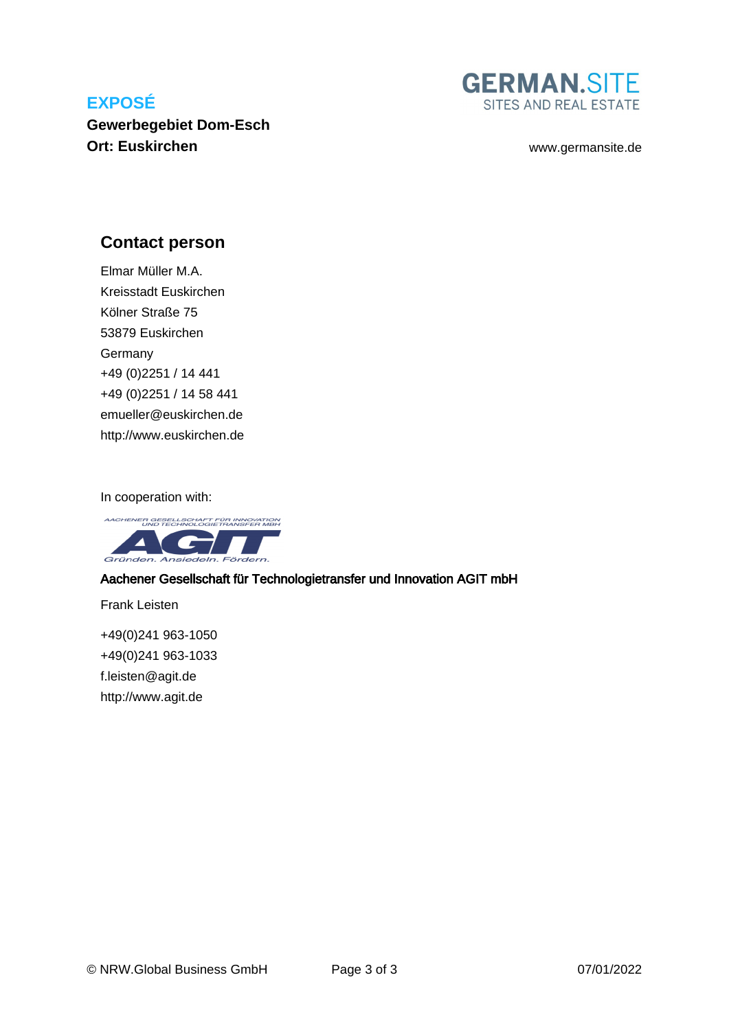## Contact person

Elmar Müller M.A.
Kreisstadt Euskirchen
Kölner Straße 75
53879 Euskirchen
Germany
+49 (0)2251 / 14 441
+49 (0)2251 / 14 58 441
emueller@euskirchen.de
http://www.euskirchen.de

In cooperation with:

**Aachener Gesellschaft für Technologietransfer und Innovation AGIT mbH**

Frank Leisten

+49(0)241 963-1050
+49(0)241 963-1033
f.leisten@agit.de
http://www.agit.de